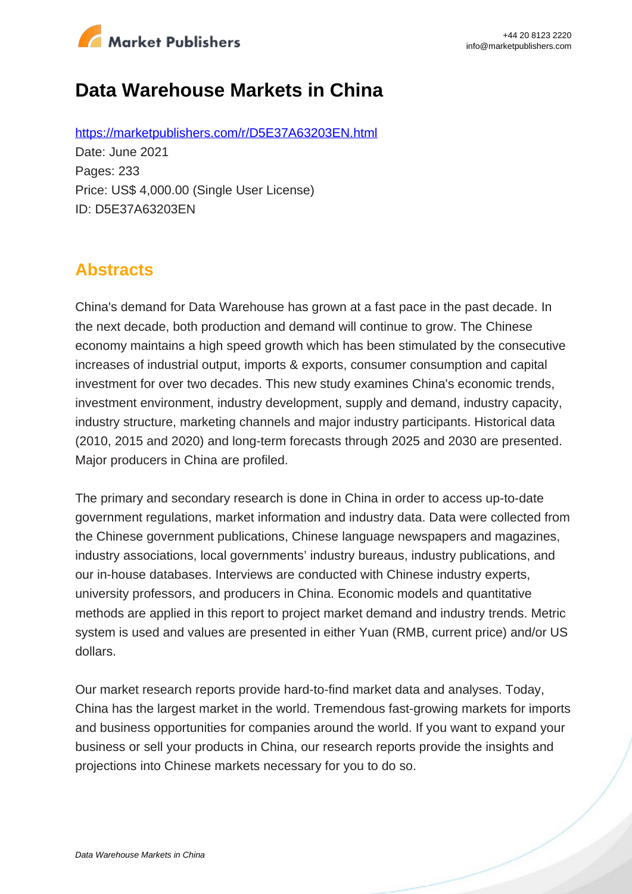# Data Warehouse Markets in China

https://marketpublishers.com/r/D5E37A63203EN.html

Date: June 2021

Pages: 233

Price: US$ 4,000.00 (Single User License)

ID: D5E37A63203EN

## Abstracts

China's demand for Data Warehouse has grown at a fast pace in the past decade. In the next decade, both production and demand will continue to grow. The Chinese economy maintains a high speed growth which has been stimulated by the consecutive increases of industrial output, imports & exports, consumer consumption and capital investment for over two decades. This new study examines China's economic trends, investment environment, industry development, supply and demand, industry capacity, industry structure, marketing channels and major industry participants. Historical data (2010, 2015 and 2020) and long-term forecasts through 2025 and 2030 are presented. Major producers in China are profiled.

The primary and secondary research is done in China in order to access up-to-date government regulations, market information and industry data. Data were collected from the Chinese government publications, Chinese language newspapers and magazines, industry associations, local governments' industry bureaus, industry publications, and our in-house databases. Interviews are conducted with Chinese industry experts, university professors, and producers in China. Economic models and quantitative methods are applied in this report to project market demand and industry trends. Metric system is used and values are presented in either Yuan (RMB, current price) and/or US dollars.

Our market research reports provide hard-to-find market data and analyses. Today, China has the largest market in the world. Tremendous fast-growing markets for imports and business opportunities for companies around the world. If you want to expand your business or sell your products in China, our research reports provide the insights and projections into Chinese markets necessary for you to do so.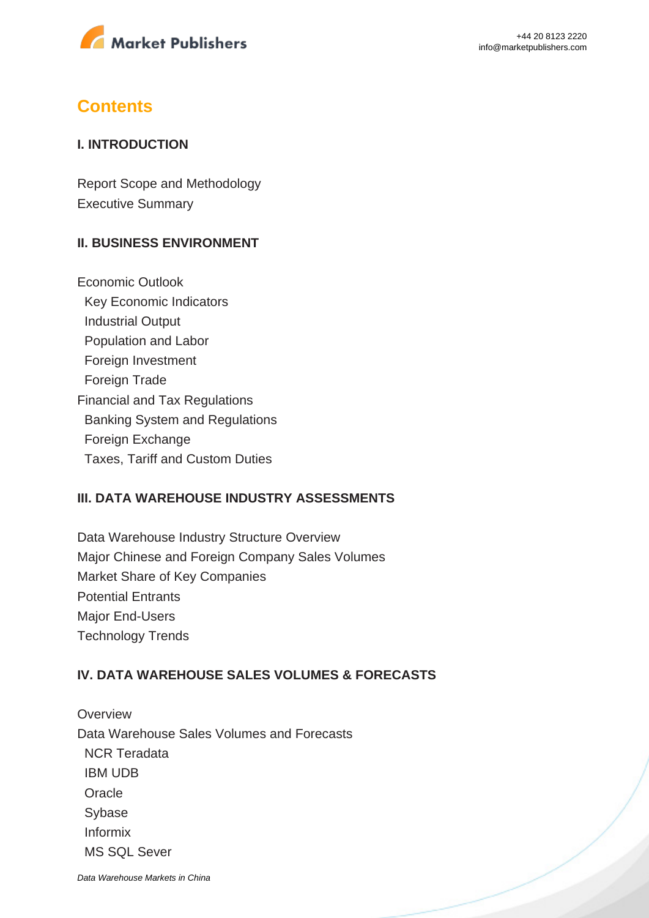# Contents

### I. INTRODUCTION

Report Scope and Methodology
Executive Summary

### II. BUSINESS ENVIRONMENT

Economic Outlook
- Key Economic Indicators
- Industrial Output
- Population and Labor
- Foreign Investment
- Foreign Trade

Financial and Tax Regulations
- Banking System and Regulations
- Foreign Exchange
- Taxes, Tariff and Custom Duties

### III. DATA WAREHOUSE INDUSTRY ASSESSMENTS

Data Warehouse Industry Structure Overview
Major Chinese and Foreign Company Sales Volumes
Market Share of Key Companies
Potential Entrants
Major End-Users
Technology Trends

### IV. DATA WAREHOUSE SALES VOLUMES & FORECASTS

Overview
Data Warehouse Sales Volumes and Forecasts
- NCR Teradata
- IBM UDB
- Oracle
- Sybase
- Informix
- MS SQL Sever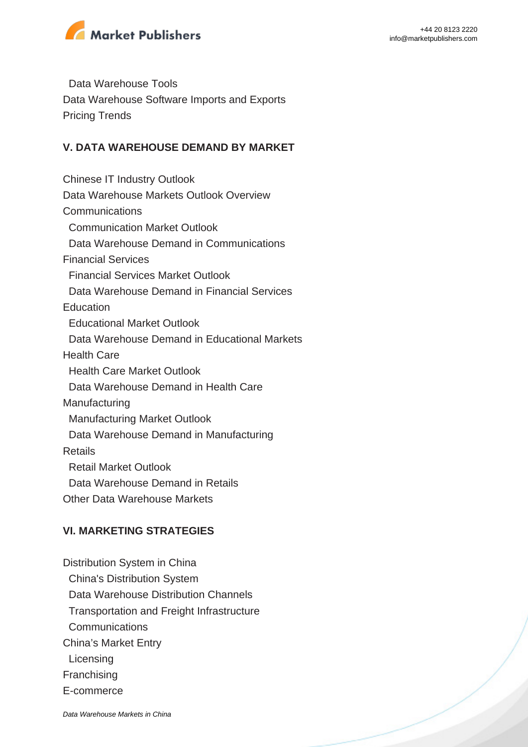Data Warehouse Tools
Data Warehouse Software Imports and Exports
Pricing Trends

## V. DATA WAREHOUSE DEMAND BY MARKET

Chinese IT Industry Outlook
Data Warehouse Markets Outlook Overview
Communications
  Communication Market Outlook
  Data Warehouse Demand in Communications
Financial Services
  Financial Services Market Outlook
  Data Warehouse Demand in Financial Services
Education
  Educational Market Outlook
  Data Warehouse Demand in Educational Markets
Health Care
  Health Care Market Outlook
  Data Warehouse Demand in Health Care
Manufacturing
  Manufacturing Market Outlook
  Data Warehouse Demand in Manufacturing
Retails
  Retail Market Outlook
  Data Warehouse Demand in Retails
Other Data Warehouse Markets

## VI. MARKETING STRATEGIES

Distribution System in China
  China's Distribution System
  Data Warehouse Distribution Channels
  Transportation and Freight Infrastructure
  Communications
China's Market Entry
  Licensing
Franchising
E-commerce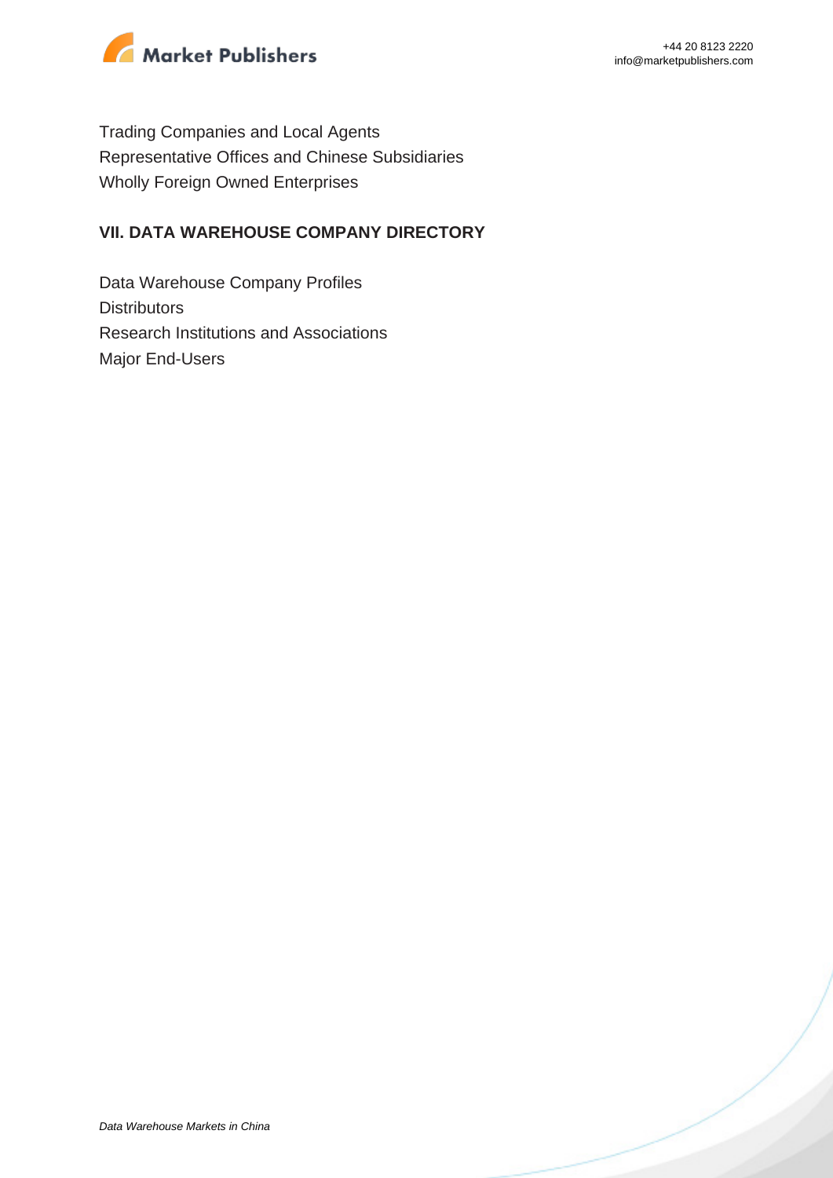Trading Companies and Local Agents
Representative Offices and Chinese Subsidiaries
Wholly Foreign Owned Enterprises

## VII. DATA WAREHOUSE COMPANY DIRECTORY

Data Warehouse Company Profiles
Distributors
Research Institutions and Associations
Major End-Users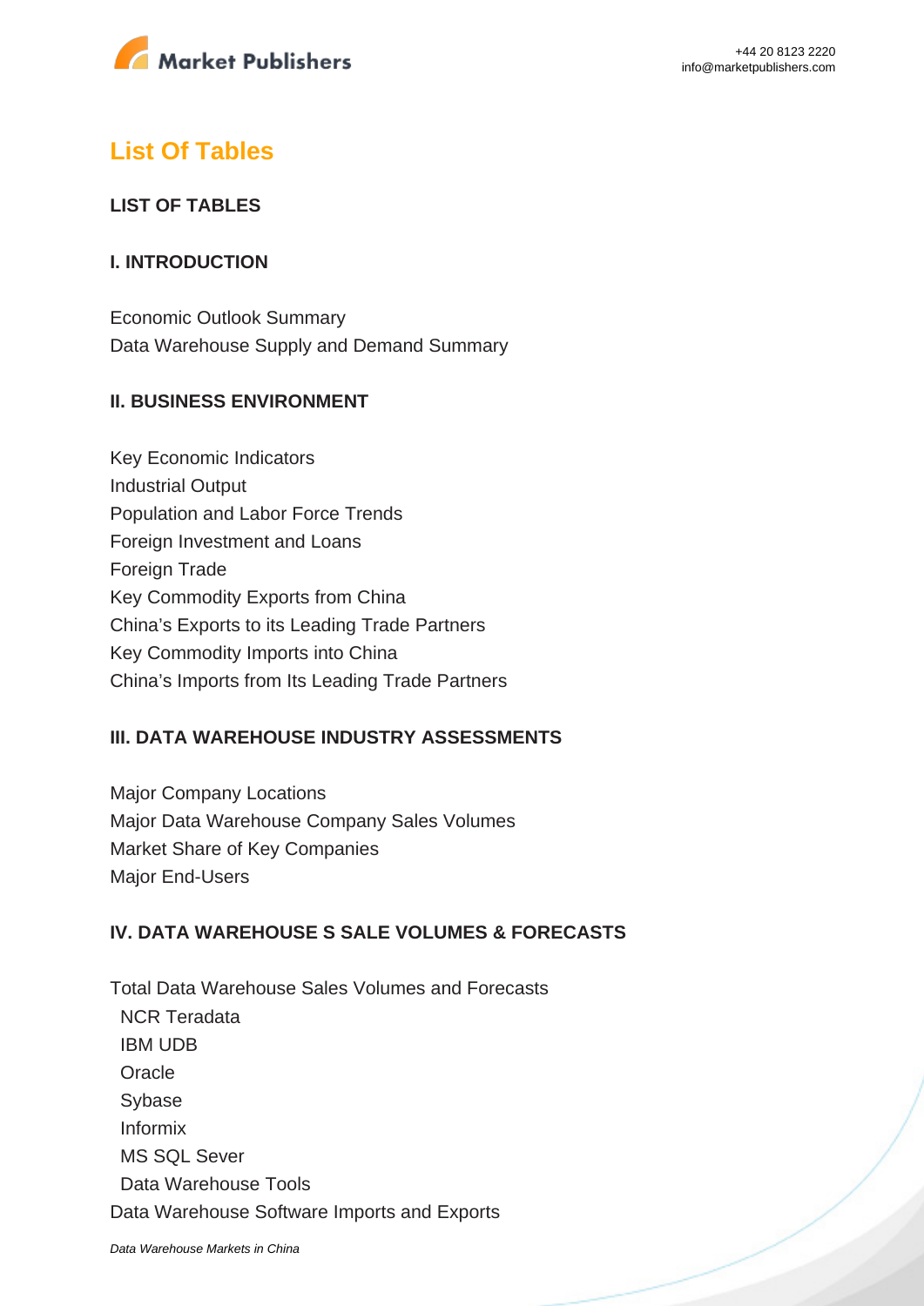## List Of Tables

**LIST OF TABLES**

**I. INTRODUCTION**

Economic Outlook Summary
Data Warehouse Supply and Demand Summary

**II. BUSINESS ENVIRONMENT**

Key Economic Indicators
Industrial Output
Population and Labor Force Trends
Foreign Investment and Loans
Foreign Trade
Key Commodity Exports from China
China's Exports to its Leading Trade Partners
Key Commodity Imports into China
China's Imports from Its Leading Trade Partners

**III. DATA WAREHOUSE INDUSTRY ASSESSMENTS**

Major Company Locations
Major Data Warehouse Company Sales Volumes
Market Share of Key Companies
Major End-Users

**IV. DATA WAREHOUSE S SALE VOLUMES & FORECASTS**

Total Data Warehouse Sales Volumes and Forecasts
- NCR Teradata
- IBM UDB
- Oracle
- Sybase
- Informix
- MS SQL Sever
- Data Warehouse Tools

Data Warehouse Software Imports and Exports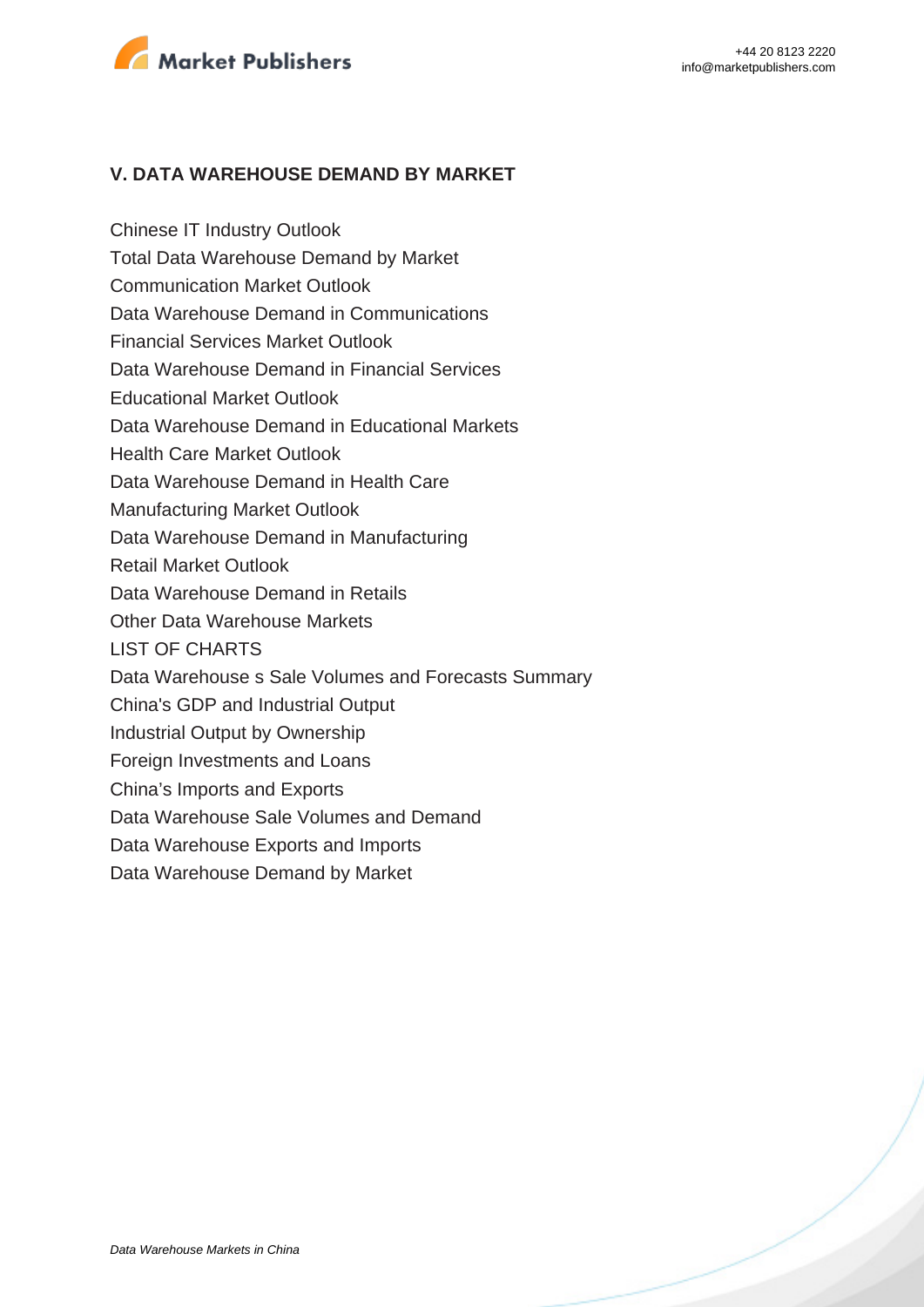## V. DATA WAREHOUSE DEMAND BY MARKET

Chinese IT Industry Outlook
Total Data Warehouse Demand by Market
Communication Market Outlook
Data Warehouse Demand in Communications
Financial Services Market Outlook
Data Warehouse Demand in Financial Services
Educational Market Outlook
Data Warehouse Demand in Educational Markets
Health Care Market Outlook
Data Warehouse Demand in Health Care
Manufacturing Market Outlook
Data Warehouse Demand in Manufacturing
Retail Market Outlook
Data Warehouse Demand in Retails
Other Data Warehouse Markets
LIST OF CHARTS
Data Warehouse s Sale Volumes and Forecasts Summary
China's GDP and Industrial Output
Industrial Output by Ownership
Foreign Investments and Loans
China's Imports and Exports
Data Warehouse Sale Volumes and Demand
Data Warehouse Exports and Imports
Data Warehouse Demand by Market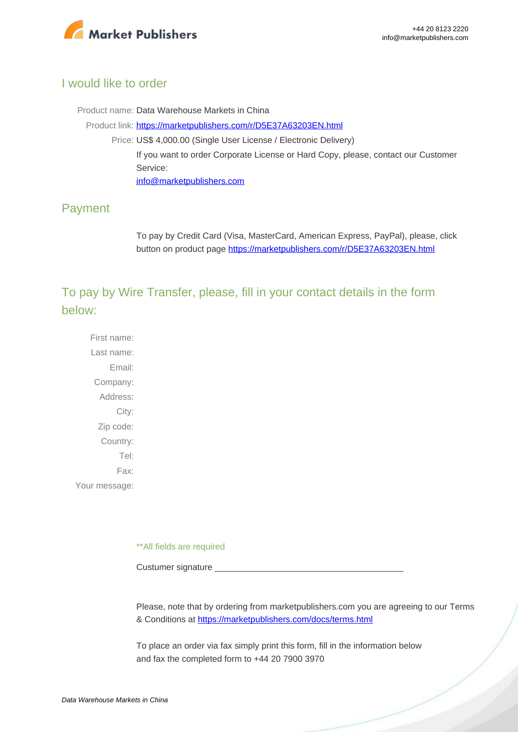## I would like to order

Product name: Data Warehouse Markets in China

Product link: https://marketpublishers.com/r/D5E37A63203EN.html

Price: US$ 4,000.00 (Single User License / Electronic Delivery)

If you want to order Corporate License or Hard Copy, please, contact our Customer Service:

info@marketpublishers.com

## Payment

To pay by Credit Card (Visa, MasterCard, American Express, PayPal), please, click button on product page https://marketpublishers.com/r/D5E37A63203EN.html

## To pay by Wire Transfer, please, fill in your contact details in the form below:

First name:

Last name:

Email:

Company:

Address:

City:

Zip code:

Country:

Tel:

Fax:

Your message:

**All fields are required

Custumer signature _______________________________________

Please, note that by ordering from marketpublishers.com you are agreeing to our Terms & Conditions at https://marketpublishers.com/docs/terms.html

To place an order via fax simply print this form, fill in the information below and fax the completed form to +44 20 7900 3970